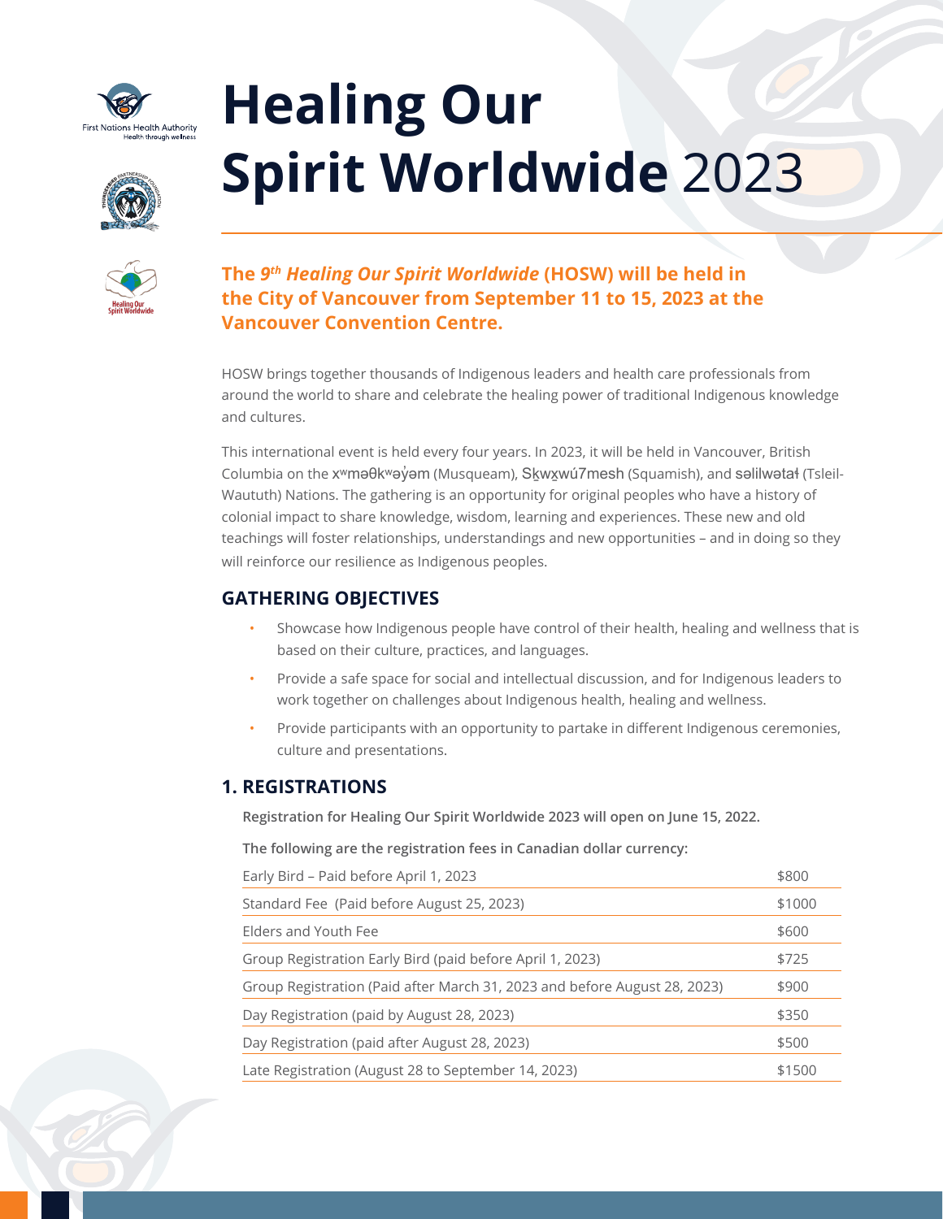# Healing Our Spirit Worldwide 2023

**The 9th *Healing Our Spirit Worldwide* (HOSW) will be held in the City of Vancouver from September 11 to 15, 2023 at the Vancouver Convention Centre.**

HOSW brings together thousands of Indigenous leaders and health care professionals from around the world to share and celebrate the healing power of traditional Indigenous knowledge and cultures.

This international event is held every four years. In 2023, it will be held in Vancouver, British Columbia on the xʷməθkʷəy̓əm (Musqueam), Sḵwx̱wú7mesh (Squamish), and səlilwətaɬ (Tsleil-Waututh) Nations. The gathering is an opportunity for original peoples who have a history of colonial impact to share knowledge, wisdom, learning and experiences. These new and old teachings will foster relationships, understandings and new opportunities – and in doing so they will reinforce our resilience as Indigenous peoples.

## GATHERING OBJECTIVES

- Showcase how Indigenous people have control of their health, healing and wellness that is based on their culture, practices, and languages.
- Provide a safe space for social and intellectual discussion, and for Indigenous leaders to work together on challenges about Indigenous health, healing and wellness.
- Provide participants with an opportunity to partake in different Indigenous ceremonies, culture and presentations.

## 1. REGISTRATIONS

**Registration for Healing Our Spirit Worldwide 2023 will open on June 15, 2022.**

**The following are the registration fees in Canadian dollar currency:**

| | |
|---|---|
| Early Bird – Paid before April 1, 2023 | $800 |
| Standard Fee (Paid before August 25, 2023) | $1000 |
| Elders and Youth Fee | $600 |
| Group Registration Early Bird (paid before April 1, 2023) | $725 |
| Group Registration (Paid after March 31, 2023 and before August 28, 2023) | $900 |
| Day Registration (paid by August 28, 2023) | $350 |
| Day Registration (paid after August 28, 2023) | $500 |
| Late Registration (August 28 to September 14, 2023) | $1500 |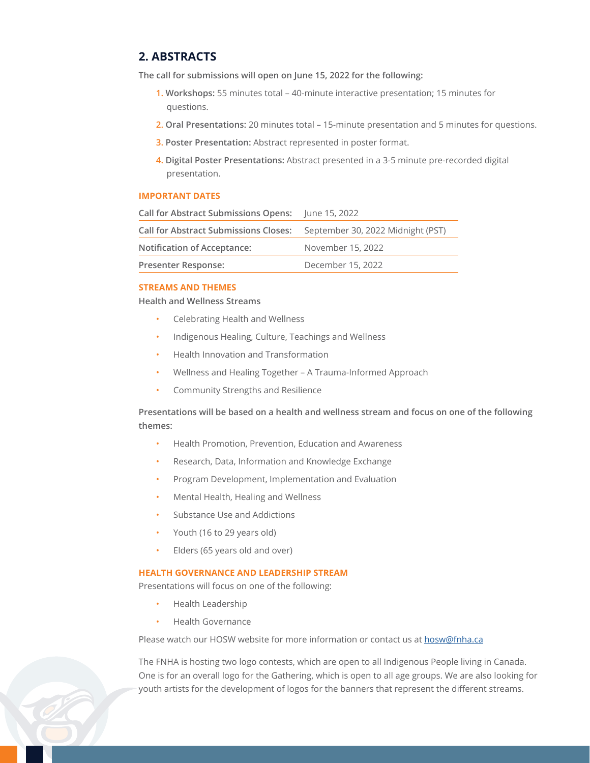## 2. ABSTRACTS

**The call for submissions will open on June 15, 2022 for the following:**

1. **Workshops:** 55 minutes total – 40-minute interactive presentation; 15 minutes for questions.
2. **Oral Presentations:** 20 minutes total – 15-minute presentation and 5 minutes for questions.
3. **Poster Presentation:** Abstract represented in poster format.
4. **Digital Poster Presentations:** Abstract presented in a 3-5 minute pre-recorded digital presentation.

### IMPORTANT DATES

| | |
|---|---|
| **Call for Abstract Submissions Opens:** | June 15, 2022 |
| **Call for Abstract Submissions Closes:** | September 30, 2022 Midnight (PST) |
| **Notification of Acceptance:** | November 15, 2022 |
| **Presenter Response:** | December 15, 2022 |

### STREAMS AND THEMES

**Health and Wellness Streams**

- Celebrating Health and Wellness
- Indigenous Healing, Culture, Teachings and Wellness
- Health Innovation and Transformation
- Wellness and Healing Together – A Trauma-Informed Approach
- Community Strengths and Resilience

**Presentations will be based on a health and wellness stream and focus on one of the following themes:**

- Health Promotion, Prevention, Education and Awareness
- Research, Data, Information and Knowledge Exchange
- Program Development, Implementation and Evaluation
- Mental Health, Healing and Wellness
- Substance Use and Addictions
- Youth (16 to 29 years old)
- Elders (65 years old and over)

### HEALTH GOVERNANCE AND LEADERSHIP STREAM

Presentations will focus on one of the following:

- Health Leadership
- Health Governance

Please watch our HOSW website for more information or contact us at hosw@fnha.ca

The FNHA is hosting two logo contests, which are open to all Indigenous People living in Canada. One is for an overall logo for the Gathering, which is open to all age groups. We are also looking for youth artists for the development of logos for the banners that represent the different streams.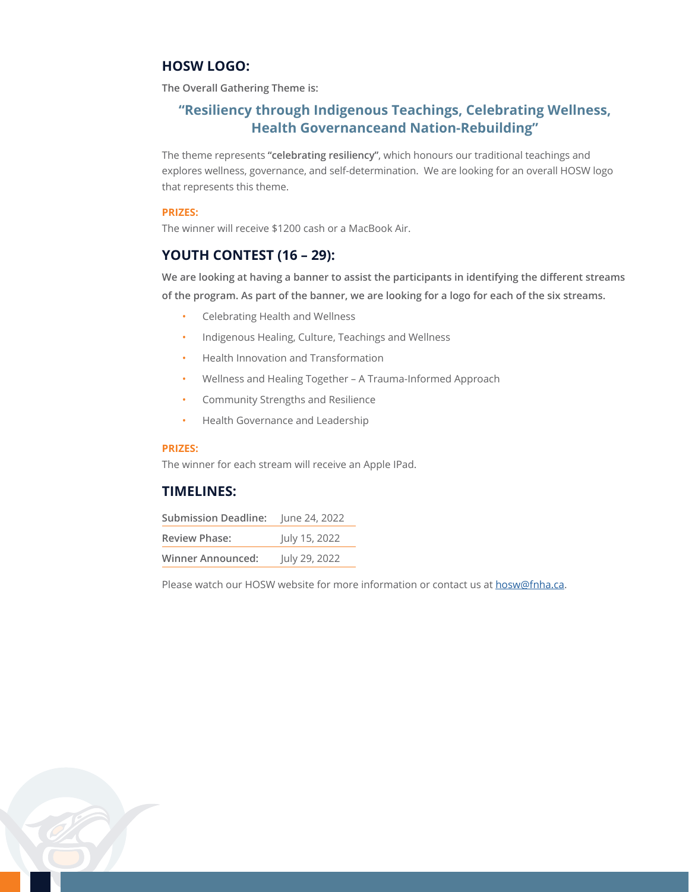## HOSW LOGO:

**The Overall Gathering Theme is:**

### "Resiliency through Indigenous Teachings, Celebrating Wellness, Health Governanceand Nation-Rebuilding"

The theme represents **"celebrating resiliency"**, which honours our traditional teachings and explores wellness, governance, and self-determination. We are looking for an overall HOSW logo that represents this theme.

**PRIZES:**

The winner will receive $1200 cash or a MacBook Air.

## YOUTH CONTEST (16 – 29):

**We are looking at having a banner to assist the participants in identifying the different streams of the program. As part of the banner, we are looking for a logo for each of the six streams.**

- Celebrating Health and Wellness
- Indigenous Healing, Culture, Teachings and Wellness
- Health Innovation and Transformation
- Wellness and Healing Together – A Trauma-Informed Approach
- Community Strengths and Resilience
- Health Governance and Leadership

**PRIZES:**

The winner for each stream will receive an Apple IPad.

## TIMELINES:

| | |
|---|---|
| **Submission Deadline:** | June 24, 2022 |
| **Review Phase:** | July 15, 2022 |
| **Winner Announced:** | July 29, 2022 |

Please watch our HOSW website for more information or contact us at hosw@fnha.ca.